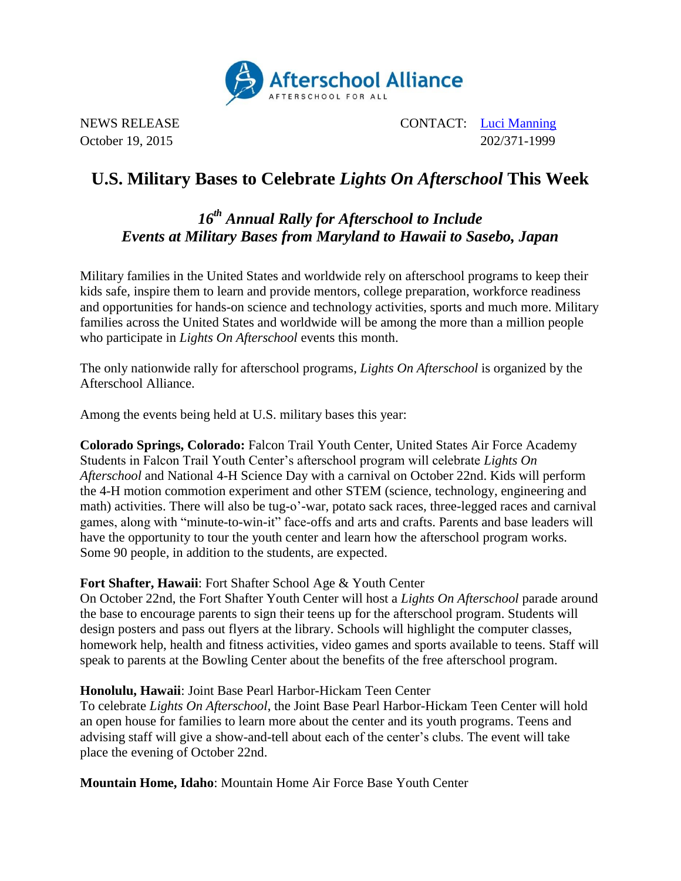Afterschool Alliance

AFTERSCHOOL FOR ALL

NEWS RELEASE  
October 19, 2015

CONTACT: Luci Manning  
202/371-1999

# U.S. Military Bases to Celebrate *Lights On Afterschool* This Week

## *16th Annual Rally for Afterschool to Include Events at Military Bases from Maryland to Hawaii to Sasebo, Japan*

Military families in the United States and worldwide rely on afterschool programs to keep their kids safe, inspire them to learn and provide mentors, college preparation, workforce readiness and opportunities for hands-on science and technology activities, sports and much more. Military families across the United States and worldwide will be among the more than a million people who participate in *Lights On Afterschool* events this month.

The only nationwide rally for afterschool programs, *Lights On Afterschool* is organized by the Afterschool Alliance.

Among the events being held at U.S. military bases this year:

**Colorado Springs, Colorado:** Falcon Trail Youth Center, United States Air Force Academy  
Students in Falcon Trail Youth Center's afterschool program will celebrate *Lights On Afterschool* and National 4-H Science Day with a carnival on October 22nd. Kids will perform the 4-H motion commotion experiment and other STEM (science, technology, engineering and math) activities. There will also be tug-o'-war, potato sack races, three-legged races and carnival games, along with "minute-to-win-it" face-offs and arts and crafts. Parents and base leaders will have the opportunity to tour the youth center and learn how the afterschool program works. Some 90 people, in addition to the students, are expected.

**Fort Shafter, Hawaii**: Fort Shafter School Age & Youth Center  
On October 22nd, the Fort Shafter Youth Center will host a *Lights On Afterschool* parade around the base to encourage parents to sign their teens up for the afterschool program. Students will design posters and pass out flyers at the library. Schools will highlight the computer classes, homework help, health and fitness activities, video games and sports available to teens. Staff will speak to parents at the Bowling Center about the benefits of the free afterschool program.

**Honolulu, Hawaii**: Joint Base Pearl Harbor-Hickam Teen Center  
To celebrate *Lights On Afterschool*, the Joint Base Pearl Harbor-Hickam Teen Center will hold an open house for families to learn more about the center and its youth programs. Teens and advising staff will give a show-and-tell about each of the center's clubs. The event will take place the evening of October 22nd.

**Mountain Home, Idaho**: Mountain Home Air Force Base Youth Center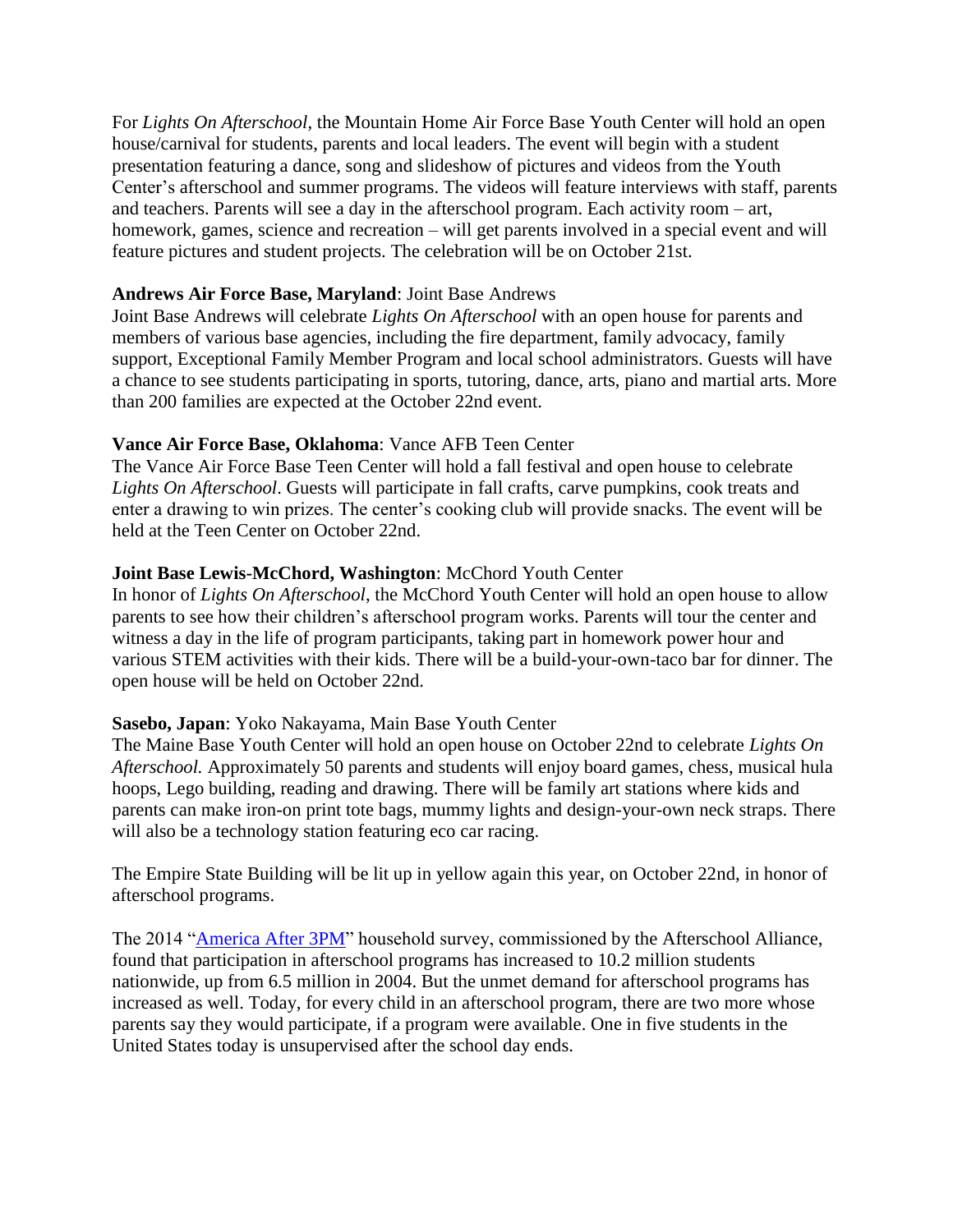For *Lights On Afterschool*, the Mountain Home Air Force Base Youth Center will hold an open house/carnival for students, parents and local leaders. The event will begin with a student presentation featuring a dance, song and slideshow of pictures and videos from the Youth Center's afterschool and summer programs. The videos will feature interviews with staff, parents and teachers. Parents will see a day in the afterschool program. Each activity room – art, homework, games, science and recreation – will get parents involved in a special event and will feature pictures and student projects. The celebration will be on October 21st.

**Andrews Air Force Base, Maryland**: Joint Base Andrews
Joint Base Andrews will celebrate *Lights On Afterschool* with an open house for parents and members of various base agencies, including the fire department, family advocacy, family support, Exceptional Family Member Program and local school administrators. Guests will have a chance to see students participating in sports, tutoring, dance, arts, piano and martial arts. More than 200 families are expected at the October 22nd event.

**Vance Air Force Base, Oklahoma**: Vance AFB Teen Center
The Vance Air Force Base Teen Center will hold a fall festival and open house to celebrate *Lights On Afterschool*. Guests will participate in fall crafts, carve pumpkins, cook treats and enter a drawing to win prizes. The center's cooking club will provide snacks. The event will be held at the Teen Center on October 22nd.

**Joint Base Lewis-McChord, Washington**: McChord Youth Center
In honor of *Lights On Afterschool*, the McChord Youth Center will hold an open house to allow parents to see how their children's afterschool program works. Parents will tour the center and witness a day in the life of program participants, taking part in homework power hour and various STEM activities with their kids. There will be a build-your-own-taco bar for dinner. The open house will be held on October 22nd.

**Sasebo, Japan**: Yoko Nakayama, Main Base Youth Center
The Maine Base Youth Center will hold an open house on October 22nd to celebrate *Lights On Afterschool.* Approximately 50 parents and students will enjoy board games, chess, musical hula hoops, Lego building, reading and drawing. There will be family art stations where kids and parents can make iron-on print tote bags, mummy lights and design-your-own neck straps. There will also be a technology station featuring eco car racing.

The Empire State Building will be lit up in yellow again this year, on October 22nd, in honor of afterschool programs.

The 2014 "America After 3PM" household survey, commissioned by the Afterschool Alliance, found that participation in afterschool programs has increased to 10.2 million students nationwide, up from 6.5 million in 2004. But the unmet demand for afterschool programs has increased as well. Today, for every child in an afterschool program, there are two more whose parents say they would participate, if a program were available. One in five students in the United States today is unsupervised after the school day ends.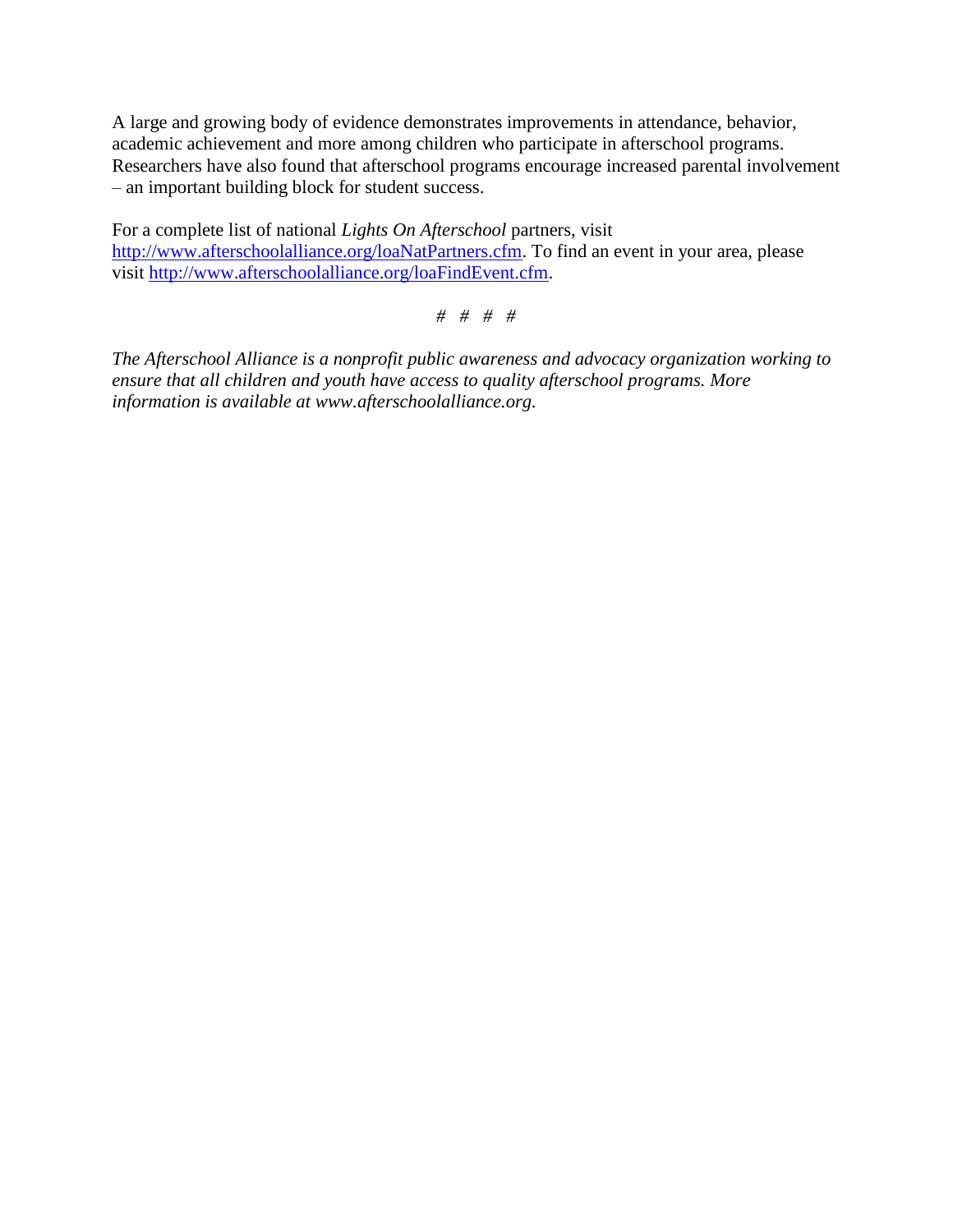A large and growing body of evidence demonstrates improvements in attendance, behavior, academic achievement and more among children who participate in afterschool programs. Researchers have also found that afterschool programs encourage increased parental involvement – an important building block for student success.

For a complete list of national *Lights On Afterschool* partners, visit [http://www.afterschoolalliance.org/loaNatPartners.cfm](http://www.afterschoolalliance.org/loaNatPartners.cfm). To find an event in your area, please visit [http://www.afterschoolalliance.org/loaFindEvent.cfm](http://www.afterschoolalliance.org/loaFindEvent.cfm).

*# # # #*

*The Afterschool Alliance is a nonprofit public awareness and advocacy organization working to ensure that all children and youth have access to quality afterschool programs. More information is available at www.afterschoolalliance.org.*